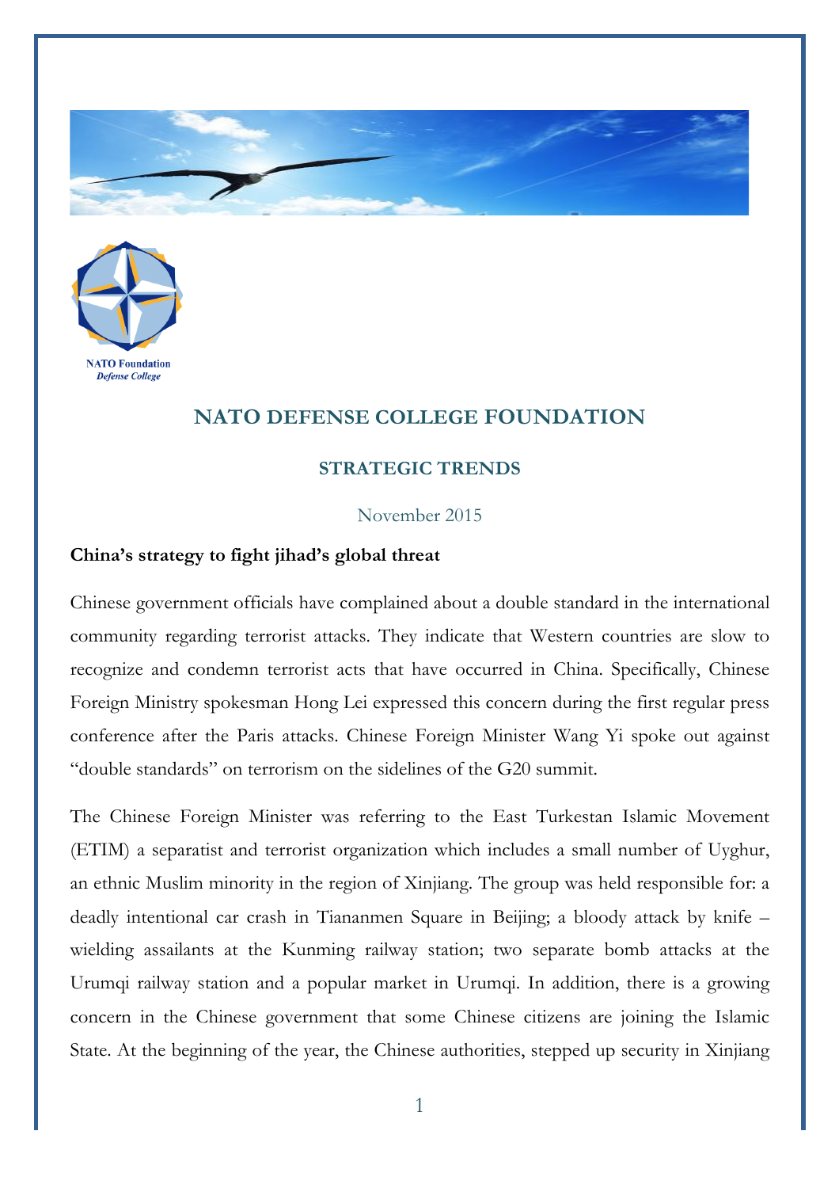NATO Foundation
*Defense College*

## NATO DEFENSE COLLEGE FOUNDATION

### STRATEGIC TRENDS

November 2015

**China's strategy to fight jihad's global threat**

Chinese government officials have complained about a double standard in the international community regarding terrorist attacks. They indicate that Western countries are slow to recognize and condemn terrorist acts that have occurred in China. Specifically, Chinese Foreign Ministry spokesman Hong Lei expressed this concern during the first regular press conference after the Paris attacks. Chinese Foreign Minister Wang Yi spoke out against "double standards" on terrorism on the sidelines of the G20 summit.

The Chinese Foreign Minister was referring to the East Turkestan Islamic Movement (ETIM) a separatist and terrorist organization which includes a small number of Uyghur, an ethnic Muslim minority in the region of Xinjiang. The group was held responsible for: a deadly intentional car crash in Tiananmen Square in Beijing; a bloody attack by knife – wielding assailants at the Kunming railway station; two separate bomb attacks at the Urumqi railway station and a popular market in Urumqi. In addition, there is a growing concern in the Chinese government that some Chinese citizens are joining the Islamic State. At the beginning of the year, the Chinese authorities, stepped up security in Xinjiang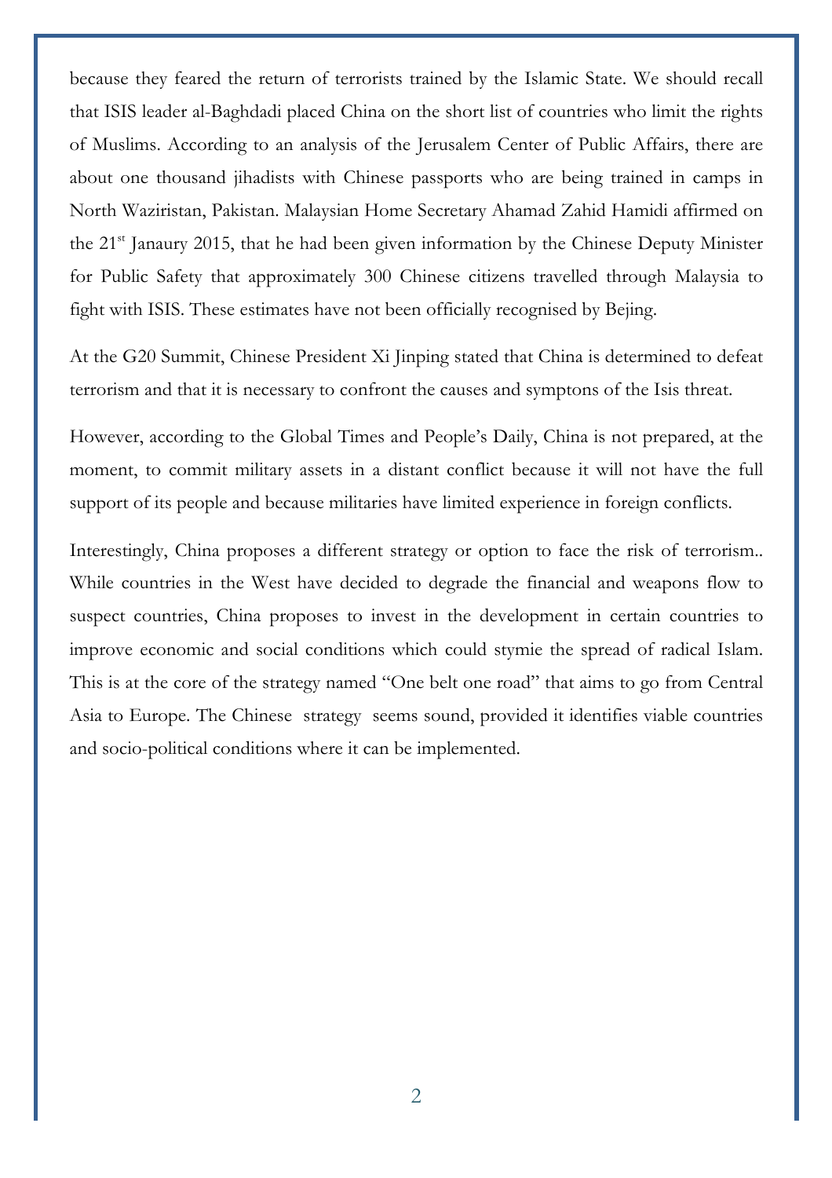because they feared the return of terrorists trained by the Islamic State. We should recall that ISIS leader al-Baghdadi placed China on the short list of countries who limit the rights of Muslims. According to an analysis of the Jerusalem Center of Public Affairs, there are about one thousand jihadists with Chinese passports who are being trained in camps in North Waziristan, Pakistan. Malaysian Home Secretary Ahamad Zahid Hamidi affirmed on the 21st Janaury 2015, that he had been given information by the Chinese Deputy Minister for Public Safety that approximately 300 Chinese citizens travelled through Malaysia to fight with ISIS. These estimates have not been officially recognised by Bejing.

At the G20 Summit, Chinese President Xi Jinping stated that China is determined to defeat terrorism and that it is necessary to confront the causes and symptons of the Isis threat.

However, according to the Global Times and People's Daily, China is not prepared, at the moment, to commit military assets in a distant conflict because it will not have the full support of its people and because militaries have limited experience in foreign conflicts.

Interestingly, China proposes a different strategy or option to face the risk of terrorism.. While countries in the West have decided to degrade the financial and weapons flow to suspect countries, China proposes to invest in the development in certain countries to improve economic and social conditions which could stymie the spread of radical Islam. This is at the core of the strategy named "One belt one road" that aims to go from Central Asia to Europe. The Chinese strategy seems sound, provided it identifies viable countries and socio-political conditions where it can be implemented.